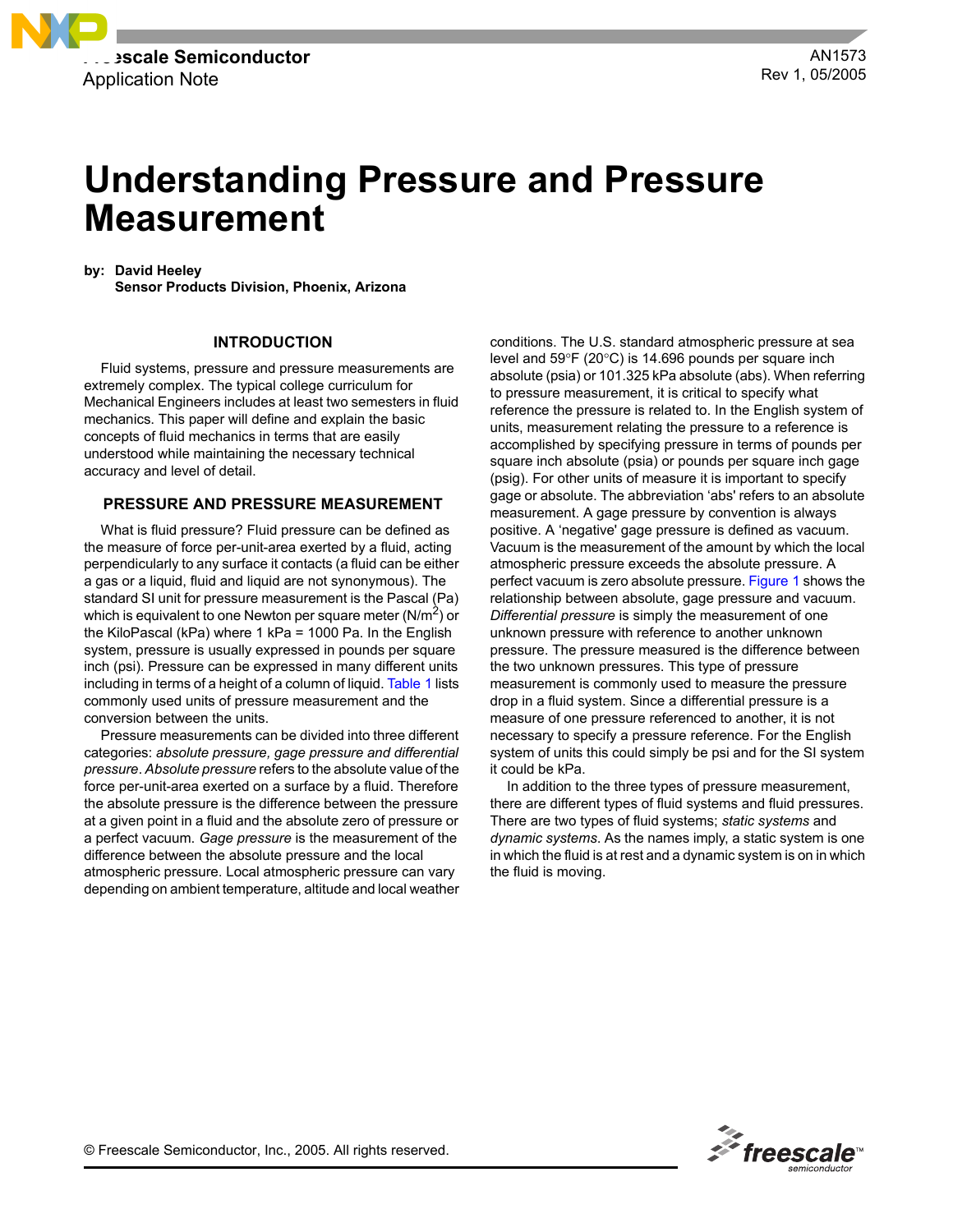Freescale Semiconductor
Application Note

AN1573
Rev 1, 05/2005

# Understanding Pressure and Pressure Measurement

**by: David Heeley**
**Sensor Products Division, Phoenix, Arizona**

## INTRODUCTION

Fluid systems, pressure and pressure measurements are extremely complex. The typical college curriculum for Mechanical Engineers includes at least two semesters in fluid mechanics. This paper will define and explain the basic concepts of fluid mechanics in terms that are easily understood while maintaining the necessary technical accuracy and level of detail.

## PRESSURE AND PRESSURE MEASUREMENT

What is fluid pressure? Fluid pressure can be defined as the measure of force per-unit-area exerted by a fluid, acting perpendicularly to any surface it contacts (a fluid can be either a gas or a liquid, fluid and liquid are not synonymous). The standard SI unit for pressure measurement is the Pascal (Pa) which is equivalent to one Newton per square meter ($N/m^2$) or the KiloPascal (kPa) where 1 kPa = 1000 Pa. In the English system, pressure is usually expressed in pounds per square inch (psi). Pressure can be expressed in many different units including in terms of a height of a column of liquid. Table 1 lists commonly used units of pressure measurement and the conversion between the units.

Pressure measurements can be divided into three different categories: *absolute pressure, gage pressure and differential pressure*. *Absolute pressure* refers to the absolute value of the force per-unit-area exerted on a surface by a fluid. Therefore the absolute pressure is the difference between the pressure at a given point in a fluid and the absolute zero of pressure or a perfect vacuum. *Gage pressure* is the measurement of the difference between the absolute pressure and the local atmospheric pressure. Local atmospheric pressure can vary depending on ambient temperature, altitude and local weather conditions. The U.S. standard atmospheric pressure at sea level and 59°F (20°C) is 14.696 pounds per square inch absolute (psia) or 101.325 kPa absolute (abs). When referring to pressure measurement, it is critical to specify what reference the pressure is related to. In the English system of units, measurement relating the pressure to a reference is accomplished by specifying pressure in terms of pounds per square inch absolute (psia) or pounds per square inch gage (psig). For other units of measure it is important to specify gage or absolute. The abbreviation 'abs' refers to an absolute measurement. A gage pressure by convention is always positive. A 'negative' gage pressure is defined as vacuum. Vacuum is the measurement of the amount by which the local atmospheric pressure exceeds the absolute pressure. A perfect vacuum is zero absolute pressure. Figure 1 shows the relationship between absolute, gage pressure and vacuum. *Differential pressure* is simply the measurement of one unknown pressure with reference to another unknown pressure. The pressure measured is the difference between the two unknown pressures. This type of pressure measurement is commonly used to measure the pressure drop in a fluid system. Since a differential pressure is a measure of one pressure referenced to another, it is not necessary to specify a pressure reference. For the English system of units this could simply be psi and for the SI system it could be kPa.

In addition to the three types of pressure measurement, there are different types of fluid systems and fluid pressures. There are two types of fluid systems; *static systems* and *dynamic systems*. As the names imply, a static system is one in which the fluid is at rest and a dynamic system is on in which the fluid is moving.

© Freescale Semiconductor, Inc., 2005. All rights reserved.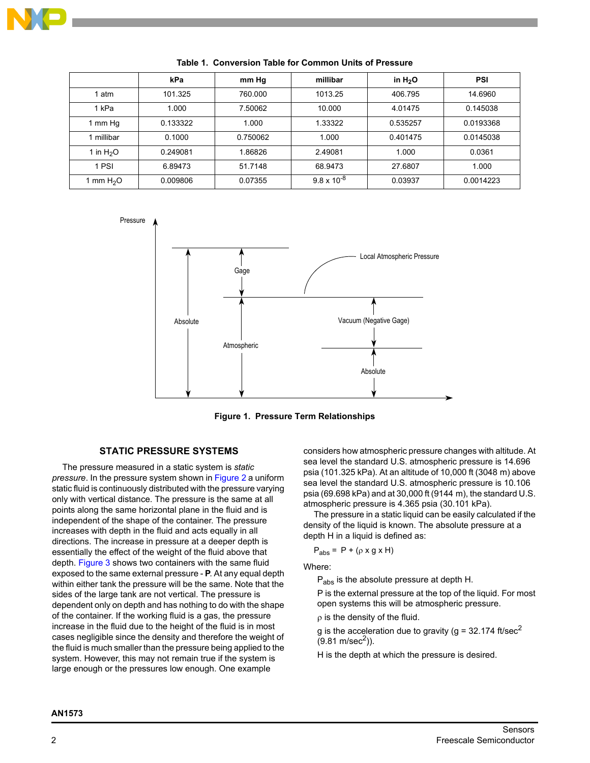Table 1. Conversion Table for Common Units of Pressure

| | kPa | mm Hg | millibar | in $H_2O$ | PSI |
|---|---|---|---|---|---|
| 1 atm | 101.325 | 760.000 | 1013.25 | 406.795 | 14.6960 |
| 1 kPa | 1.000 | 7.50062 | 10.000 | 4.01475 | 0.145038 |
| 1 mm Hg | 0.133322 | 1.000 | 1.33322 | 0.535257 | 0.0193368 |
| 1 millibar | 0.1000 | 0.750062 | 1.000 | 0.401475 | 0.0145038 |
| 1 in $H_2O$ | 0.249081 | 1.86826 | 2.49081 | 1.000 | 0.0361 |
| 1 PSI | 6.89473 | 51.7148 | 68.9473 | 27.6807 | 1.000 |
| 1 mm $H_2O$ | 0.009806 | 0.07355 | $9.8 \times 10^{-8}$ | 0.03937 | 0.0014223 |

Figure 1. Pressure Term Relationships

## STATIC PRESSURE SYSTEMS

The pressure measured in a static system is *static pressure*. In the pressure system shown in Figure 2 a uniform static fluid is continuously distributed with the pressure varying only with vertical distance. The pressure is the same at all points along the same horizontal plane in the fluid and is independent of the shape of the container. The pressure increases with depth in the fluid and acts equally in all directions. The increase in pressure at a deeper depth is essentially the effect of the weight of the fluid above that depth. Figure 3 shows two containers with the same fluid exposed to the same external pressure - **P**. At any equal depth within either tank the pressure will be the same. Note that the sides of the large tank are not vertical. The pressure is dependent only on depth and has nothing to do with the shape of the container. If the working fluid is a gas, the pressure increase in the fluid due to the height of the fluid is in most cases negligible since the density and therefore the weight of the fluid is much smaller than the pressure being applied to the system. However, this may not remain true if the system is large enough or the pressures low enough. One example considers how atmospheric pressure changes with altitude. At sea level the standard U.S. atmospheric pressure is 14.696 psia (101.325 kPa). At an altitude of 10,000 ft (3048 m) above sea level the standard U.S. atmospheric pressure is 10.106 psia (69.698 kPa) and at 30,000 ft (9144 m), the standard U.S. atmospheric pressure is 4.365 psia (30.101 kPa).

The pressure in a static liquid can be easily calculated if the density of the liquid is known. The absolute pressure at a depth H in a liquid is defined as:

$$P_{abs} = P + (\rho \times g \times H)$$

Where:

$P_{abs}$ is the absolute pressure at depth H.

P is the external pressure at the top of the liquid. For most open systems this will be atmospheric pressure.

$\rho$ is the density of the fluid.

g is the acceleration due to gravity (g = 32.174 ft/sec$^2$ (9.81 m/sec$^2$)).

H is the depth at which the pressure is desired.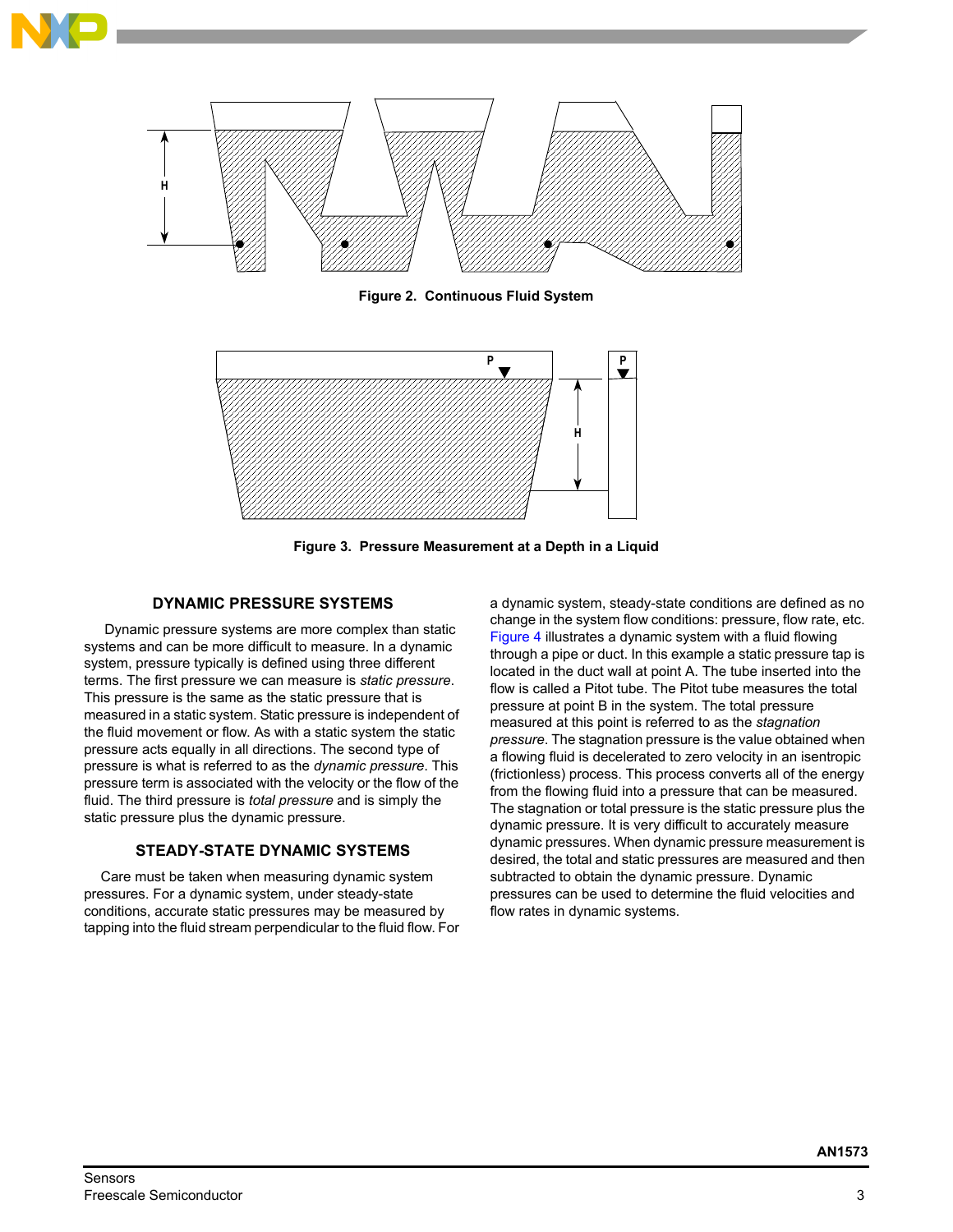Figure 2. Continuous Fluid System

Figure 3. Pressure Measurement at a Depth in a Liquid

## DYNAMIC PRESSURE SYSTEMS

Dynamic pressure systems are more complex than static systems and can be more difficult to measure. In a dynamic system, pressure typically is defined using three different terms. The first pressure we can measure is *static pressure*. This pressure is the same as the static pressure that is measured in a static system. Static pressure is independent of the fluid movement or flow. As with a static system the static pressure acts equally in all directions. The second type of pressure is what is referred to as the *dynamic pressure*. This pressure term is associated with the velocity or the flow of the fluid. The third pressure is *total pressure* and is simply the static pressure plus the dynamic pressure.

## STEADY-STATE DYNAMIC SYSTEMS

Care must be taken when measuring dynamic system pressures. For a dynamic system, under steady-state conditions, accurate static pressures may be measured by tapping into the fluid stream perpendicular to the fluid flow. For a dynamic system, steady-state conditions are defined as no change in the system flow conditions: pressure, flow rate, etc. Figure 4 illustrates a dynamic system with a fluid flowing through a pipe or duct. In this example a static pressure tap is located in the duct wall at point A. The tube inserted into the flow is called a Pitot tube. The Pitot tube measures the total pressure at point B in the system. The total pressure measured at this point is referred to as the *stagnation pressure*. The stagnation pressure is the value obtained when a flowing fluid is decelerated to zero velocity in an isentropic (frictionless) process. This process converts all of the energy from the flowing fluid into a pressure that can be measured. The stagnation or total pressure is the static pressure plus the dynamic pressure. It is very difficult to accurately measure dynamic pressures. When dynamic pressure measurement is desired, the total and static pressures are measured and then subtracted to obtain the dynamic pressure. Dynamic pressures can be used to determine the fluid velocities and flow rates in dynamic systems.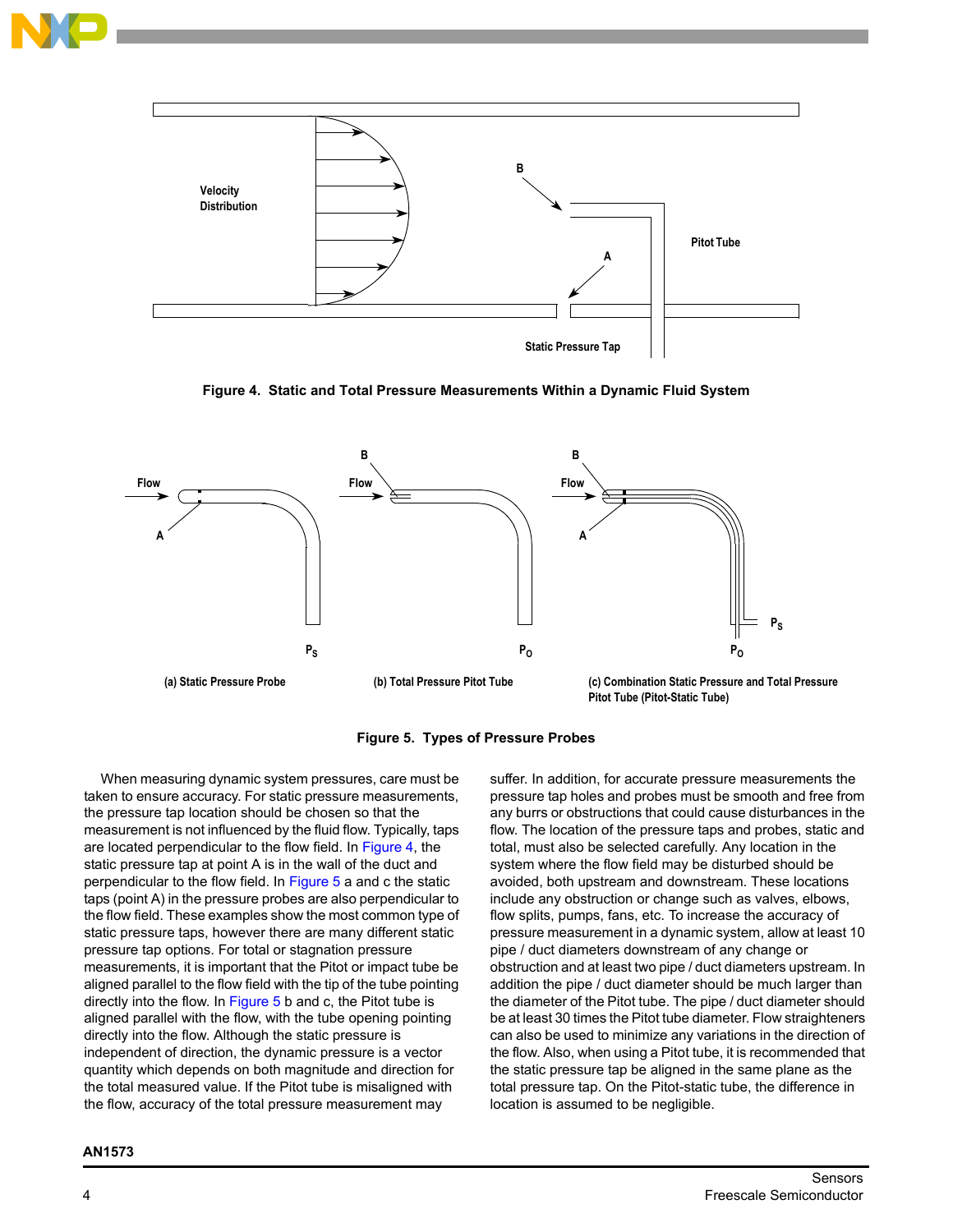Figure 4. Static and Total Pressure Measurements Within a Dynamic Fluid System

(a) Static Pressure Probe

(b) Total Pressure Pitot Tube

(c) Combination Static Pressure and Total Pressure Pitot Tube (Pitot-Static Tube)

Figure 5. Types of Pressure Probes

When measuring dynamic system pressures, care must be taken to ensure accuracy. For static pressure measurements, the pressure tap location should be chosen so that the measurement is not influenced by the fluid flow. Typically, taps are located perpendicular to the flow field. In Figure 4, the static pressure tap at point A is in the wall of the duct and perpendicular to the flow field. In Figure 5 a and c the static taps (point A) in the pressure probes are also perpendicular to the flow field. These examples show the most common type of static pressure taps, however there are many different static pressure tap options. For total or stagnation pressure measurements, it is important that the Pitot or impact tube be aligned parallel to the flow field with the tip of the tube pointing directly into the flow. In Figure 5 b and c, the Pitot tube is aligned parallel with the flow, with the tube opening pointing directly into the flow. Although the static pressure is independent of direction, the dynamic pressure is a vector quantity which depends on both magnitude and direction for the total measured value. If the Pitot tube is misaligned with the flow, accuracy of the total pressure measurement may suffer. In addition, for accurate pressure measurements the pressure tap holes and probes must be smooth and free from any burrs or obstructions that could cause disturbances in the flow. The location of the pressure taps and probes, static and total, must also be selected carefully. Any location in the system where the flow field may be disturbed should be avoided, both upstream and downstream. These locations include any obstruction or change such as valves, elbows, flow splits, pumps, fans, etc. To increase the accuracy of pressure measurement in a dynamic system, allow at least 10 pipe / duct diameters downstream of any change or obstruction and at least two pipe / duct diameters upstream. In addition the pipe / duct diameter should be much larger than the diameter of the Pitot tube. The pipe / duct diameter should be at least 30 times the Pitot tube diameter. Flow straighteners can also be used to minimize any variations in the direction of the flow. Also, when using a Pitot tube, it is recommended that the static pressure tap be aligned in the same plane as the total pressure tap. On the Pitot-static tube, the difference in location is assumed to be negligible.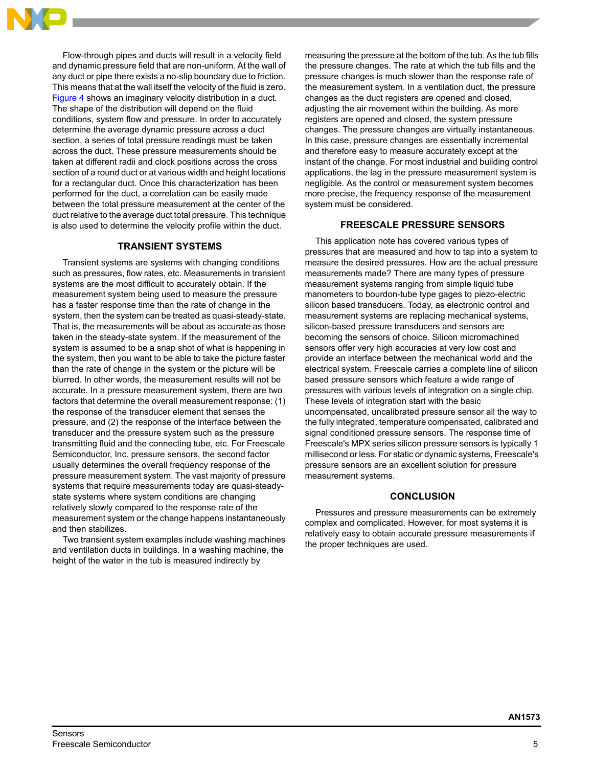Flow-through pipes and ducts will result in a velocity field and dynamic pressure field that are non-uniform. At the wall of any duct or pipe there exists a no-slip boundary due to friction. This means that at the wall itself the velocity of the fluid is zero. Figure 4 shows an imaginary velocity distribution in a duct. The shape of the distribution will depend on the fluid conditions, system flow and pressure. In order to accurately determine the average dynamic pressure across a duct section, a series of total pressure readings must be taken across the duct. These pressure measurements should be taken at different radii and clock positions across the cross section of a round duct or at various width and height locations for a rectangular duct. Once this characterization has been performed for the duct, a correlation can be easily made between the total pressure measurement at the center of the duct relative to the average duct total pressure. This technique is also used to determine the velocity profile within the duct.

## TRANSIENT SYSTEMS

Transient systems are systems with changing conditions such as pressures, flow rates, etc. Measurements in transient systems are the most difficult to accurately obtain. If the measurement system being used to measure the pressure has a faster response time than the rate of change in the system, then the system can be treated as quasi-steady-state. That is, the measurements will be about as accurate as those taken in the steady-state system. If the measurement of the system is assumed to be a snap shot of what is happening in the system, then you want to be able to take the picture faster than the rate of change in the system or the picture will be blurred. In other words, the measurement results will not be accurate. In a pressure measurement system, there are two factors that determine the overall measurement response: (1) the response of the transducer element that senses the pressure, and (2) the response of the interface between the transducer and the pressure system such as the pressure transmitting fluid and the connecting tube, etc. For Freescale Semiconductor, Inc. pressure sensors, the second factor usually determines the overall frequency response of the pressure measurement system. The vast majority of pressure systems that require measurements today are quasi-steady-state systems where system conditions are changing relatively slowly compared to the response rate of the measurement system or the change happens instantaneously and then stabilizes.

Two transient system examples include washing machines and ventilation ducts in buildings. In a washing machine, the height of the water in the tub is measured indirectly by measuring the pressure at the bottom of the tub. As the tub fills the pressure changes. The rate at which the tub fills and the pressure changes is much slower than the response rate of the measurement system. In a ventilation duct, the pressure changes as the duct registers are opened and closed, adjusting the air movement within the building. As more registers are opened and closed, the system pressure changes. The pressure changes are virtually instantaneous. In this case, pressure changes are essentially incremental and therefore easy to measure accurately except at the instant of the change. For most industrial and building control applications, the lag in the pressure measurement system is negligible. As the control or measurement system becomes more precise, the frequency response of the measurement system must be considered.

## FREESCALE PRESSURE SENSORS

This application note has covered various types of pressures that are measured and how to tap into a system to measure the desired pressures. How are the actual pressure measurements made? There are many types of pressure measurement systems ranging from simple liquid tube manometers to bourdon-tube type gages to piezo-electric silicon based transducers. Today, as electronic control and measurement systems are replacing mechanical systems, silicon-based pressure transducers and sensors are becoming the sensors of choice. Silicon micromachined sensors offer very high accuracies at very low cost and provide an interface between the mechanical world and the electrical system. Freescale carries a complete line of silicon based pressure sensors which feature a wide range of pressures with various levels of integration on a single chip. These levels of integration start with the basic uncompensated, uncalibrated pressure sensor all the way to the fully integrated, temperature compensated, calibrated and signal conditioned pressure sensors. The response time of Freescale's MPX series silicon pressure sensors is typically 1 millisecond or less. For static or dynamic systems, Freescale's pressure sensors are an excellent solution for pressure measurement systems.

## CONCLUSION

Pressures and pressure measurements can be extremely complex and complicated. However, for most systems it is relatively easy to obtain accurate pressure measurements if the proper techniques are used.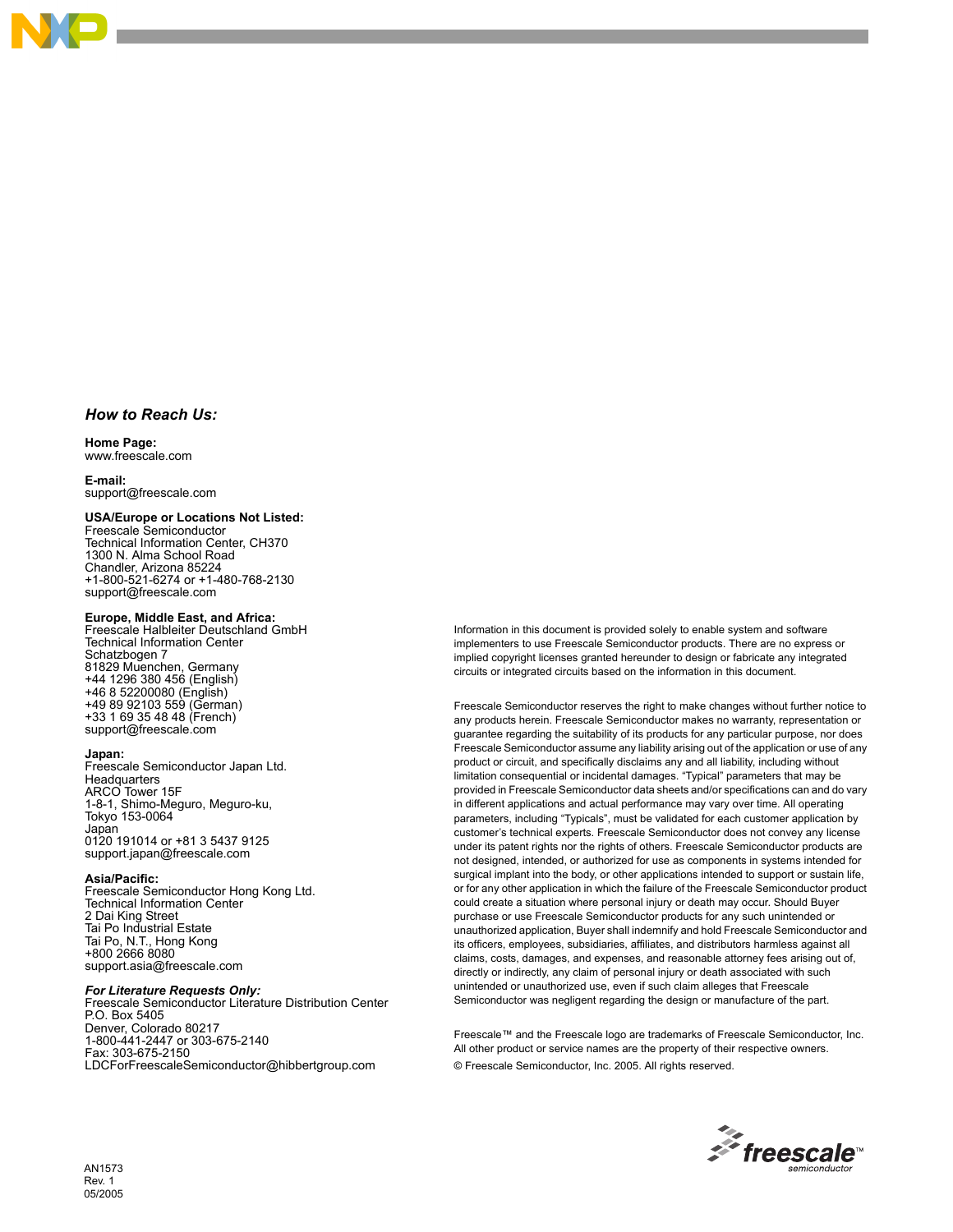*How to Reach Us:*

**Home Page:**
www.freescale.com

**E-mail:**
support@freescale.com

**USA/Europe or Locations Not Listed:**
Freescale Semiconductor
Technical Information Center, CH370
1300 N. Alma School Road
Chandler, Arizona 85224
+1-800-521-6274 or +1-480-768-2130
support@freescale.com

**Europe, Middle East, and Africa:**
Freescale Halbleiter Deutschland GmbH
Technical Information Center
Schatzbogen 7
81829 Muenchen, Germany
+44 1296 380 456 (English)
+46 8 52200080 (English)
+49 89 92103 559 (German)
+33 1 69 35 48 48 (French)
support@freescale.com

**Japan:**
Freescale Semiconductor Japan Ltd.
Headquarters
ARCO Tower 15F
1-8-1, Shimo-Meguro, Meguro-ku,
Tokyo 153-0064
Japan
0120 191014 or +81 3 5437 9125
support.japan@freescale.com

**Asia/Pacific:**
Freescale Semiconductor Hong Kong Ltd.
Technical Information Center
2 Dai King Street
Tai Po Industrial Estate
Tai Po, N.T., Hong Kong
+800 2666 8080
support.asia@freescale.com

***For Literature Requests Only:***
Freescale Semiconductor Literature Distribution Center
P.O. Box 5405
Denver, Colorado 80217
1-800-441-2447 or 303-675-2140
Fax: 303-675-2150
LDCForFreescaleSemiconductor@hibbertgroup.com

Information in this document is provided solely to enable system and software implementers to use Freescale Semiconductor products. There are no express or implied copyright licenses granted hereunder to design or fabricate any integrated circuits or integrated circuits based on the information in this document.

Freescale Semiconductor reserves the right to make changes without further notice to any products herein. Freescale Semiconductor makes no warranty, representation or guarantee regarding the suitability of its products for any particular purpose, nor does Freescale Semiconductor assume any liability arising out of the application or use of any product or circuit, and specifically disclaims any and all liability, including without limitation consequential or incidental damages. “Typical” parameters that may be provided in Freescale Semiconductor data sheets and/or specifications can and do vary in different applications and actual performance may vary over time. All operating parameters, including “Typicals”, must be validated for each customer application by customer’s technical experts. Freescale Semiconductor does not convey any license under its patent rights nor the rights of others. Freescale Semiconductor products are not designed, intended, or authorized for use as components in systems intended for surgical implant into the body, or other applications intended to support or sustain life, or for any other application in which the failure of the Freescale Semiconductor product could create a situation where personal injury or death may occur. Should Buyer purchase or use Freescale Semiconductor products for any such unintended or unauthorized application, Buyer shall indemnify and hold Freescale Semiconductor and its officers, employees, subsidiaries, affiliates, and distributors harmless against all claims, costs, damages, and expenses, and reasonable attorney fees arising out of, directly or indirectly, any claim of personal injury or death associated with such unintended or unauthorized use, even if such claim alleges that Freescale Semiconductor was negligent regarding the design or manufacture of the part.

Freescale™ and the Freescale logo are trademarks of Freescale Semiconductor, Inc. All other product or service names are the property of their respective owners.
© Freescale Semiconductor, Inc. 2005. All rights reserved.

AN1573
Rev. 1
05/2005